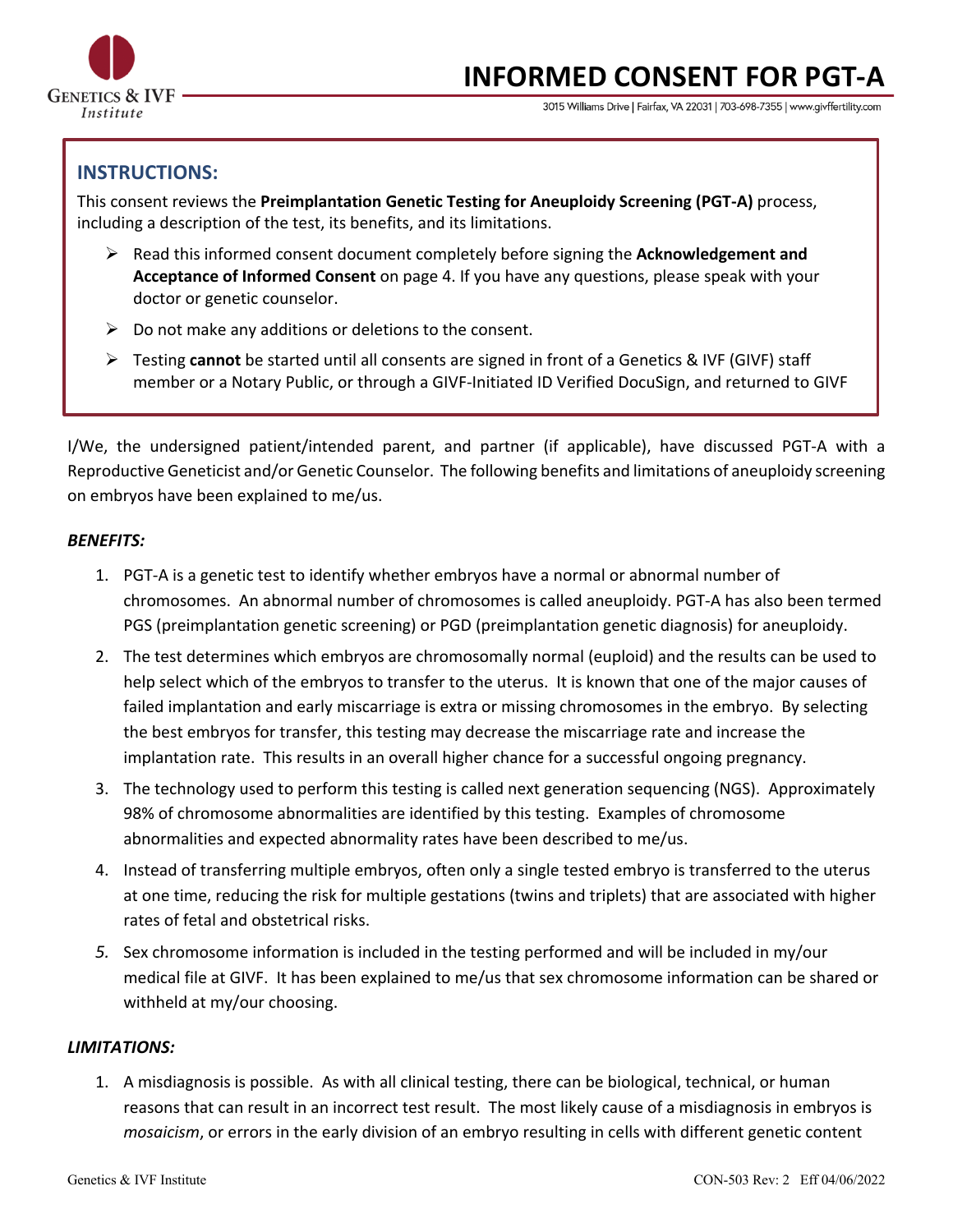# INFORMED CONSENT FOR PGT-A

Genetics & IVF Institute

3015 Williams Drive | Fairfax, VA 22031 | 703-698-7355 | www.givffertility.com

## INSTRUCTIONS:

This consent reviews the **Preimplantation Genetic Testing for Aneuploidy Screening (PGT-A)** process, including a description of the test, its benefits, and its limitations.

- Read this informed consent document completely before signing the **Acknowledgement and Acceptance of Informed Consent** on page 4. If you have any questions, please speak with your doctor or genetic counselor.
- Do not make any additions or deletions to the consent.
- Testing **cannot** be started until all consents are signed in front of a Genetics & IVF (GIVF) staff member or a Notary Public, or through a GIVF-Initiated ID Verified DocuSign, and returned to GIVF

I/We, the undersigned patient/intended parent, and partner (if applicable), have discussed PGT-A with a Reproductive Geneticist and/or Genetic Counselor. The following benefits and limitations of aneuploidy screening on embryos have been explained to me/us.

***BENEFITS:***

1. PGT-A is a genetic test to identify whether embryos have a normal or abnormal number of chromosomes. An abnormal number of chromosomes is called aneuploidy. PGT-A has also been termed PGS (preimplantation genetic screening) or PGD (preimplantation genetic diagnosis) for aneuploidy.
2. The test determines which embryos are chromosomally normal (euploid) and the results can be used to help select which of the embryos to transfer to the uterus. It is known that one of the major causes of failed implantation and early miscarriage is extra or missing chromosomes in the embryo. By selecting the best embryos for transfer, this testing may decrease the miscarriage rate and increase the implantation rate. This results in an overall higher chance for a successful ongoing pregnancy.
3. The technology used to perform this testing is called next generation sequencing (NGS). Approximately 98% of chromosome abnormalities are identified by this testing. Examples of chromosome abnormalities and expected abnormality rates have been described to me/us.
4. Instead of transferring multiple embryos, often only a single tested embryo is transferred to the uterus at one time, reducing the risk for multiple gestations (twins and triplets) that are associated with higher rates of fetal and obstetrical risks.
5. Sex chromosome information is included in the testing performed and will be included in my/our medical file at GIVF. It has been explained to me/us that sex chromosome information can be shared or withheld at my/our choosing.

***LIMITATIONS:***

1. A misdiagnosis is possible. As with all clinical testing, there can be biological, technical, or human reasons that can result in an incorrect test result. The most likely cause of a misdiagnosis in embryos is *mosaicism*, or errors in the early division of an embryo resulting in cells with different genetic content

Genetics & IVF Institute — CON-503 Rev: 2 Eff 04/06/2022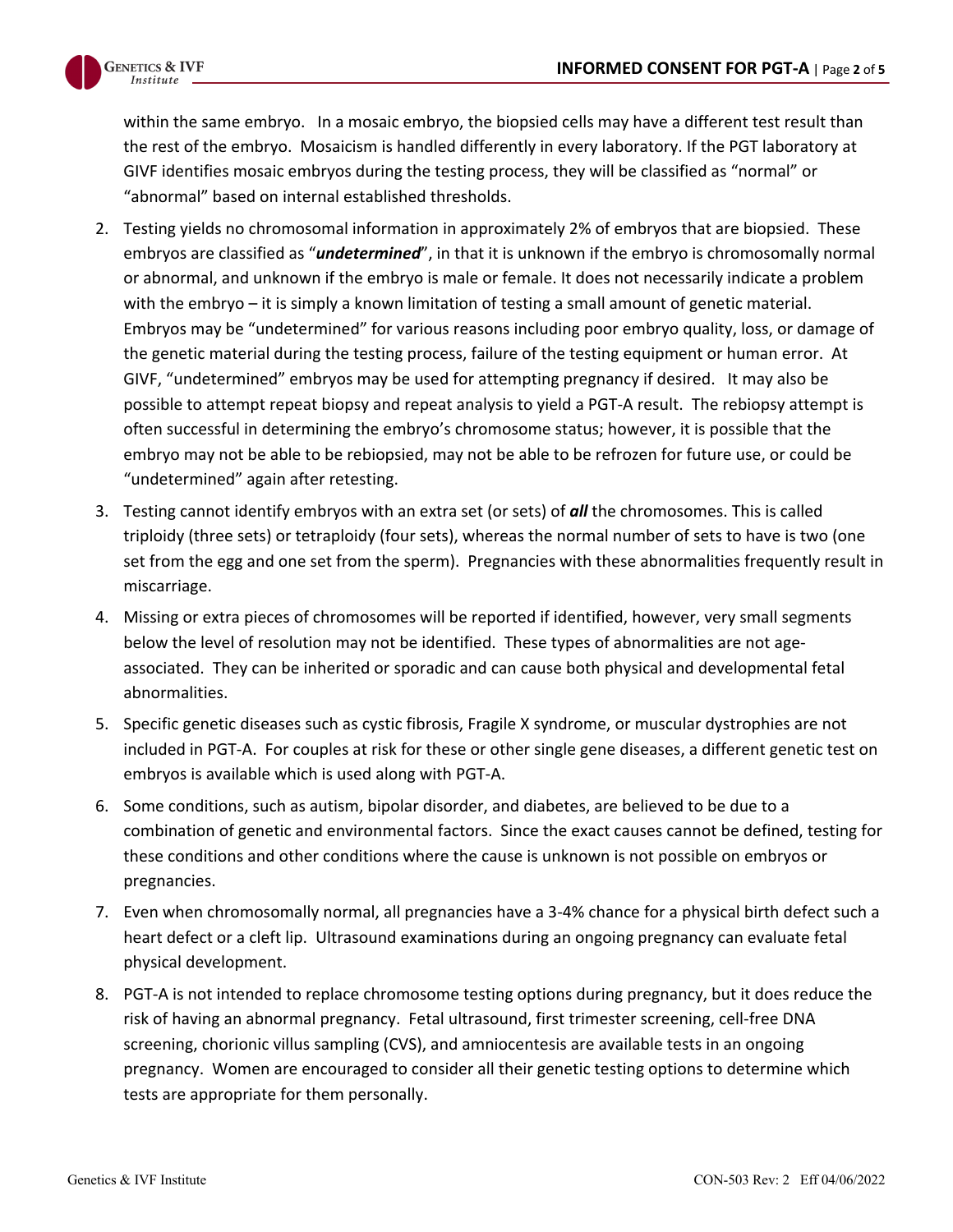within the same embryo. In a mosaic embryo, the biopsied cells may have a different test result than the rest of the embryo. Mosaicism is handled differently in every laboratory. If the PGT laboratory at GIVF identifies mosaic embryos during the testing process, they will be classified as "normal" or "abnormal" based on internal established thresholds.

2. Testing yields no chromosomal information in approximately 2% of embryos that are biopsied. These embryos are classified as "***undetermined***", in that it is unknown if the embryo is chromosomally normal or abnormal, and unknown if the embryo is male or female. It does not necessarily indicate a problem with the embryo – it is simply a known limitation of testing a small amount of genetic material. Embryos may be "undetermined" for various reasons including poor embryo quality, loss, or damage of the genetic material during the testing process, failure of the testing equipment or human error. At GIVF, "undetermined" embryos may be used for attempting pregnancy if desired. It may also be possible to attempt repeat biopsy and repeat analysis to yield a PGT-A result. The rebiopsy attempt is often successful in determining the embryo's chromosome status; however, it is possible that the embryo may not be able to be rebiopsied, may not be able to be refrozen for future use, or could be "undetermined" again after retesting.
3. Testing cannot identify embryos with an extra set (or sets) of ***all*** the chromosomes. This is called triploidy (three sets) or tetraploidy (four sets), whereas the normal number of sets to have is two (one set from the egg and one set from the sperm). Pregnancies with these abnormalities frequently result in miscarriage.
4. Missing or extra pieces of chromosomes will be reported if identified, however, very small segments below the level of resolution may not be identified. These types of abnormalities are not age-associated. They can be inherited or sporadic and can cause both physical and developmental fetal abnormalities.
5. Specific genetic diseases such as cystic fibrosis, Fragile X syndrome, or muscular dystrophies are not included in PGT-A. For couples at risk for these or other single gene diseases, a different genetic test on embryos is available which is used along with PGT-A.
6. Some conditions, such as autism, bipolar disorder, and diabetes, are believed to be due to a combination of genetic and environmental factors. Since the exact causes cannot be defined, testing for these conditions and other conditions where the cause is unknown is not possible on embryos or pregnancies.
7. Even when chromosomally normal, all pregnancies have a 3-4% chance for a physical birth defect such a heart defect or a cleft lip. Ultrasound examinations during an ongoing pregnancy can evaluate fetal physical development.
8. PGT-A is not intended to replace chromosome testing options during pregnancy, but it does reduce the risk of having an abnormal pregnancy. Fetal ultrasound, first trimester screening, cell-free DNA screening, chorionic villus sampling (CVS), and amniocentesis are available tests in an ongoing pregnancy. Women are encouraged to consider all their genetic testing options to determine which tests are appropriate for them personally.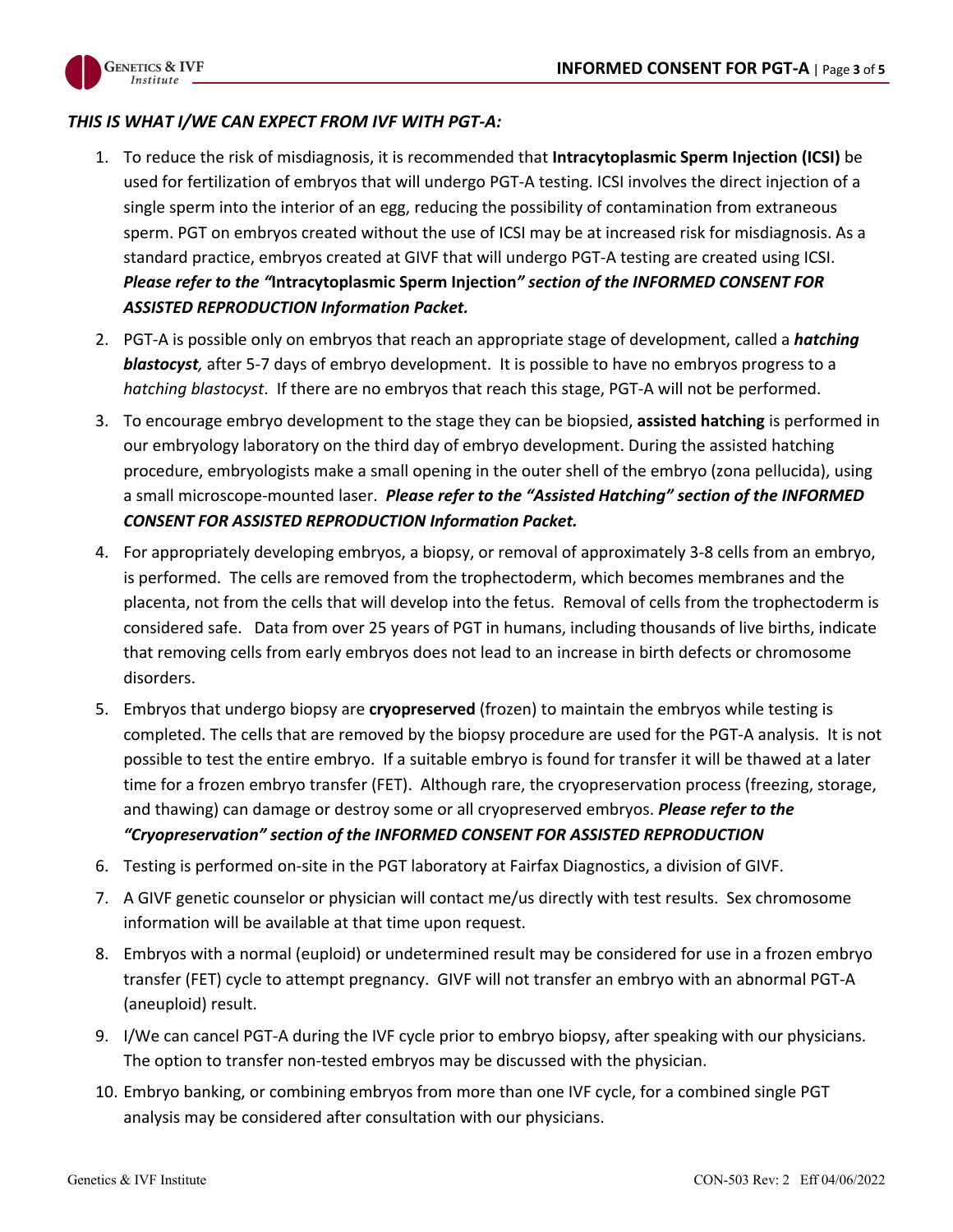***THIS IS WHAT I/WE CAN EXPECT FROM IVF WITH PGT-A:***

1. To reduce the risk of misdiagnosis, it is recommended that **Intracytoplasmic Sperm Injection (ICSI)** be used for fertilization of embryos that will undergo PGT-A testing. ICSI involves the direct injection of a single sperm into the interior of an egg, reducing the possibility of contamination from extraneous sperm. PGT on embryos created without the use of ICSI may be at increased risk for misdiagnosis. As a standard practice, embryos created at GIVF that will undergo PGT-A testing are created using ICSI. ***Please refer to the "*****Intracytoplasmic Sperm Injection*****" section of the INFORMED CONSENT FOR ASSISTED REPRODUCTION Information Packet.***
2. PGT-A is possible only on embryos that reach an appropriate stage of development, called a ***hatching blastocyst,*** after 5-7 days of embryo development. It is possible to have no embryos progress to a *hatching blastocyst*. If there are no embryos that reach this stage, PGT-A will not be performed.
3. To encourage embryo development to the stage they can be biopsied, **assisted hatching** is performed in our embryology laboratory on the third day of embryo development. During the assisted hatching procedure, embryologists make a small opening in the outer shell of the embryo (zona pellucida), using a small microscope-mounted laser. ***Please refer to the "Assisted Hatching" section of the INFORMED CONSENT FOR ASSISTED REPRODUCTION Information Packet.***
4. For appropriately developing embryos, a biopsy, or removal of approximately 3-8 cells from an embryo, is performed. The cells are removed from the trophectoderm, which becomes membranes and the placenta, not from the cells that will develop into the fetus. Removal of cells from the trophectoderm is considered safe. Data from over 25 years of PGT in humans, including thousands of live births, indicate that removing cells from early embryos does not lead to an increase in birth defects or chromosome disorders.
5. Embryos that undergo biopsy are **cryopreserved** (frozen) to maintain the embryos while testing is completed. The cells that are removed by the biopsy procedure are used for the PGT-A analysis. It is not possible to test the entire embryo. If a suitable embryo is found for transfer it will be thawed at a later time for a frozen embryo transfer (FET). Although rare, the cryopreservation process (freezing, storage, and thawing) can damage or destroy some or all cryopreserved embryos. ***Please refer to the "Cryopreservation" section of the INFORMED CONSENT FOR ASSISTED REPRODUCTION***
6. Testing is performed on-site in the PGT laboratory at Fairfax Diagnostics, a division of GIVF.
7. A GIVF genetic counselor or physician will contact me/us directly with test results. Sex chromosome information will be available at that time upon request.
8. Embryos with a normal (euploid) or undetermined result may be considered for use in a frozen embryo transfer (FET) cycle to attempt pregnancy. GIVF will not transfer an embryo with an abnormal PGT-A (aneuploid) result.
9. I/We can cancel PGT-A during the IVF cycle prior to embryo biopsy, after speaking with our physicians. The option to transfer non-tested embryos may be discussed with the physician.
10. Embryo banking, or combining embryos from more than one IVF cycle, for a combined single PGT analysis may be considered after consultation with our physicians.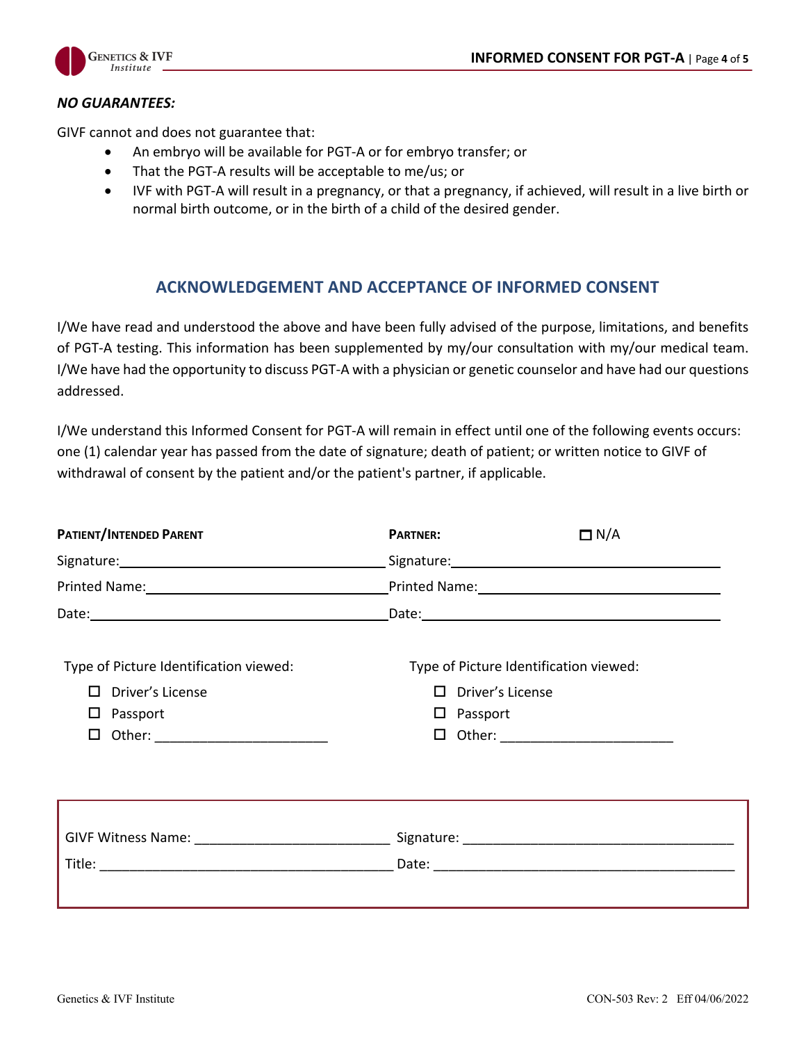***NO GUARANTEES:***

GIVF cannot and does not guarantee that:

- An embryo will be available for PGT-A or for embryo transfer; or
- That the PGT-A results will be acceptable to me/us; or
- IVF with PGT-A will result in a pregnancy, or that a pregnancy, if achieved, will result in a live birth or normal birth outcome, or in the birth of a child of the desired gender.

## ACKNOWLEDGEMENT AND ACCEPTANCE OF INFORMED CONSENT

I/We have read and understood the above and have been fully advised of the purpose, limitations, and benefits of PGT-A testing. This information has been supplemented by my/our consultation with my/our medical team. I/We have had the opportunity to discuss PGT-A with a physician or genetic counselor and have had our questions addressed.

I/We understand this Informed Consent for PGT-A will remain in effect until one of the following events occurs: one (1) calendar year has passed from the date of signature; death of patient; or written notice to GIVF of withdrawal of consent by the patient and/or the patient's partner, if applicable.

**PATIENT/INTENDED PARENT**

Signature: ______________________________

Printed Name: ______________________________

Date: ______________________________

Type of Picture Identification viewed:

- ☐ Driver's License
- ☐ Passport
- ☐ Other: ______________________

**PARTNER:** ☐ N/A

Signature: ______________________________

Printed Name: ______________________________

Date: ______________________________

Type of Picture Identification viewed:

- ☐ Driver's License
- ☐ Passport
- ☐ Other: ______________________

GIVF Witness Name: ________________________ Signature: ___________________________________

Title: ______________________________________ Date: _______________________________________

Genetics & IVF Institute CON-503 Rev: 2 Eff 04/06/2022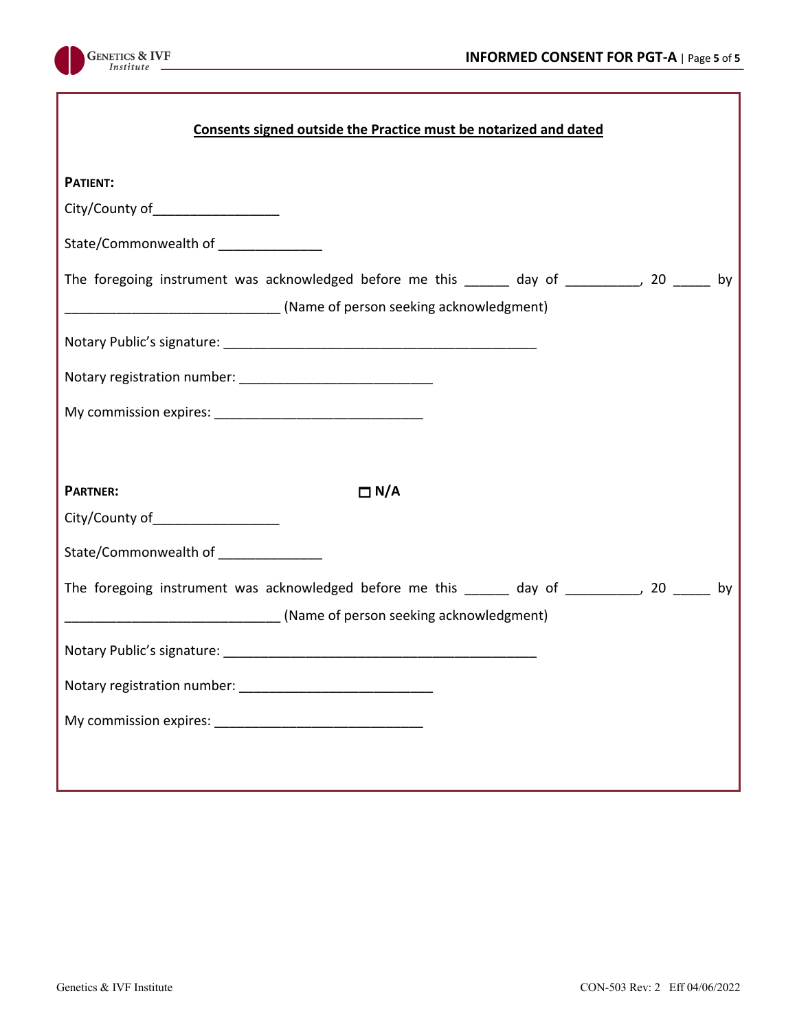**<u>Consents signed outside the Practice must be notarized and dated</u>**

**PATIENT:**

City/County of_________________

State/Commonwealth of ______________

The foregoing instrument was acknowledged before me this ______ day of __________, 20 _____ by _____________________________ (Name of person seeking acknowledgment)

Notary Public's signature: ___________________________________________

Notary registration number: ___________________________

My commission expires: _____________________________

**PARTNER:** ☐ **N/A**

City/County of_________________

State/Commonwealth of ______________

The foregoing instrument was acknowledged before me this ______ day of __________, 20 _____ by _____________________________ (Name of person seeking acknowledgment)

Notary Public's signature: ___________________________________________

Notary registration number: ___________________________

My commission expires: _____________________________